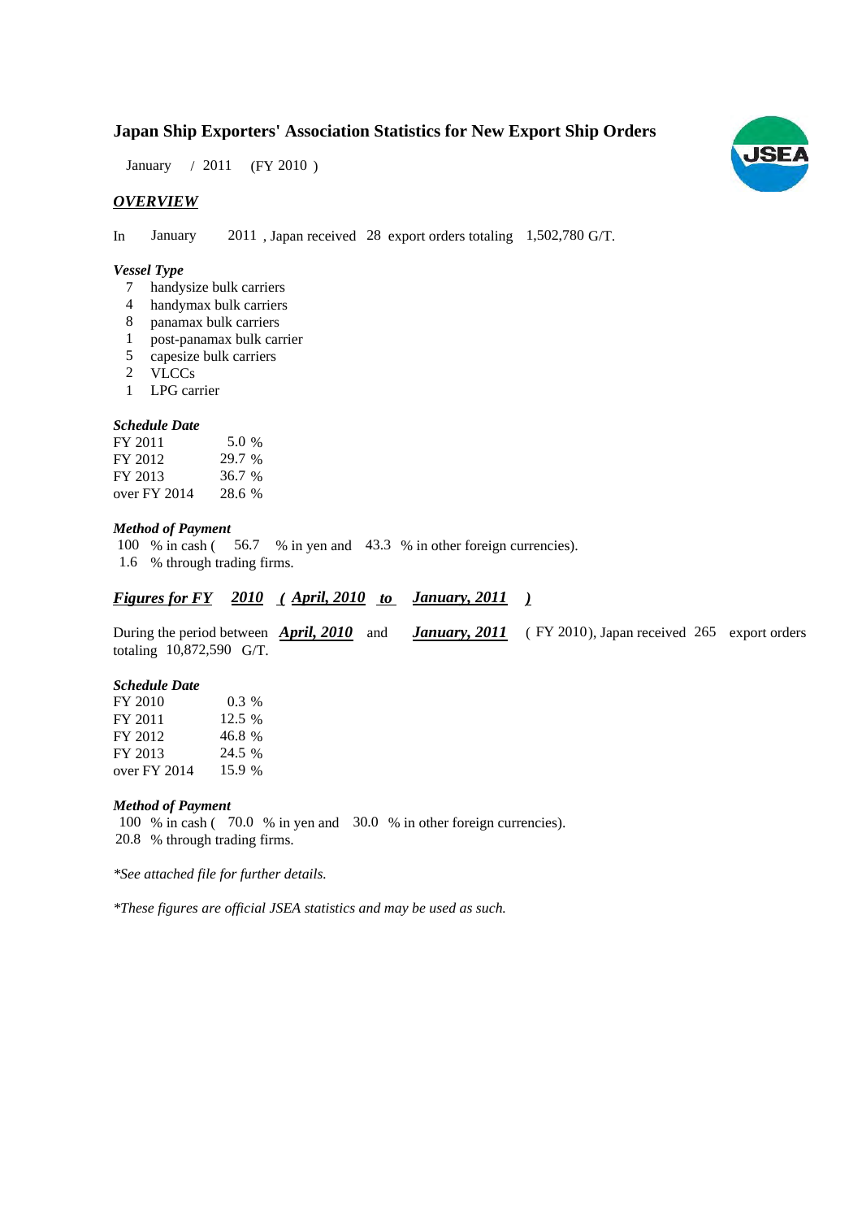# Japan Ship Exporters' Association Statistics for New Export Ship Orders

January / 2011 (FY 2010 )

## *OVERVIEW*

In January 2011 , Japan received 28 export orders totaling 1,502,780 G/T.

### *Vessel Type*

- 7 handysize bulk carriers
- 4 handymax bulk carriers
- 8 panamax bulk carriers
- 1 post-panamax bulk carrier
- 5 capesize bulk carriers
- 2 VLCCs
- 1 LPG carrier

### *Schedule Date*

| | |
|---|---|
| FY 2011 | 5.0 % |
| FY 2012 | 29.7 % |
| FY 2013 | 36.7 % |
| over FY 2014 | 28.6 % |

### *Method of Payment*

100 % in cash ( 56.7 % in yen and 43.3 % in other foreign currencies).
1.6 % through trading firms.

## ***Figures for FY 2010 ( April, 2010 to January, 2011 )***

During the period between ***April, 2010*** and ***January, 2011*** ( FY 2010), Japan received 265 export orders totaling 10,872,590 G/T.

### *Schedule Date*

| | |
|---|---|
| FY 2010 | 0.3 % |
| FY 2011 | 12.5 % |
| FY 2012 | 46.8 % |
| FY 2013 | 24.5 % |
| over FY 2014 | 15.9 % |

### *Method of Payment*

100 % in cash ( 70.0 % in yen and 30.0 % in other foreign currencies).
20.8 % through trading firms.

*\*See attached file for further details.*

*\*These figures are official JSEA statistics and may be used as such.*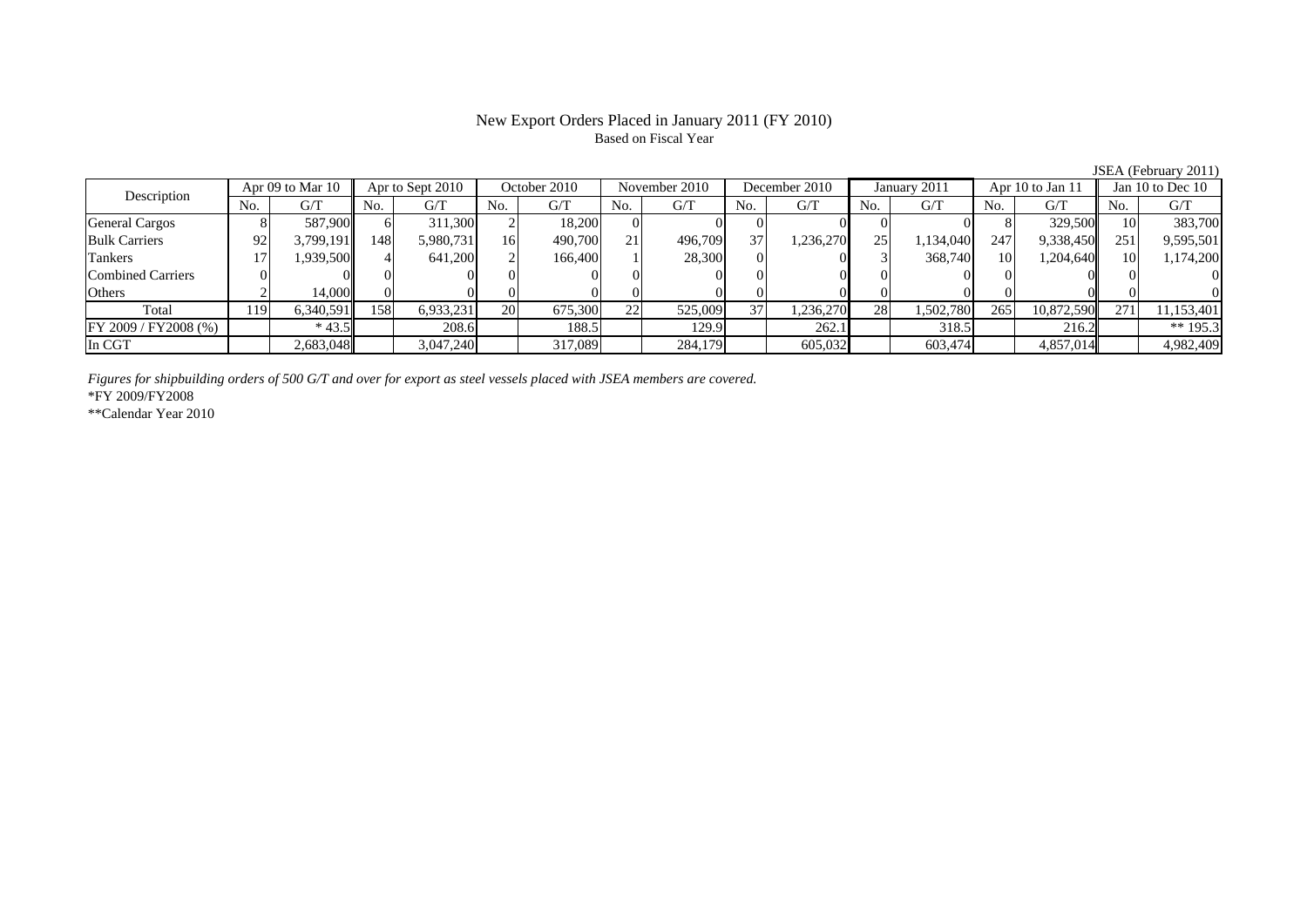# New Export Orders Placed in January 2011 (FY 2010)

Based on Fiscal Year

JSEA (February 2011)

| Description | Apr 09 to Mar 10 | | Apr to Sept 2010 | | October 2010 | | November 2010 | | December 2010 | | January 2011 | | Apr 10 to Jan 11 | | Jan 10 to Dec 10 | |
|---|---|---|---|---|---|---|---|---|---|---|---|---|---|---|---|---|
| | No. | G/T | No. | G/T | No. | G/T | No. | G/T | No. | G/T | No. | G/T | No. | G/T | No. | G/T |
| General Cargos | 8 | 587,900 | 6 | 311,300 | 2 | 18,200 | 0 | 0 | 0 | 0 | 0 | 0 | 8 | 329,500 | 10 | 383,700 |
| Bulk Carriers | 92 | 3,799,191 | 148 | 5,980,731 | 16 | 490,700 | 21 | 496,709 | 37 | 1,236,270 | 25 | 1,134,040 | 247 | 9,338,450 | 251 | 9,595,501 |
| Tankers | 17 | 1,939,500 | 4 | 641,200 | 2 | 166,400 | 1 | 28,300 | 0 | 0 | 3 | 368,740 | 10 | 1,204,640 | 10 | 1,174,200 |
| Combined Carriers | 0 | 0 | 0 | 0 | 0 | 0 | 0 | 0 | 0 | 0 | 0 | 0 | 0 | 0 | 0 | 0 |
| Others | 2 | 14,000 | 0 | 0 | 0 | 0 | 0 | 0 | 0 | 0 | 0 | 0 | 0 | 0 | 0 | 0 |
| Total | 119 | 6,340,591 | 158 | 6,933,231 | 20 | 675,300 | 22 | 525,009 | 37 | 1,236,270 | 28 | 1,502,780 | 265 | 10,872,590 | 271 | 11,153,401 |
| FY 2009 / FY2008 (%) | | * 43.5 | | 208.6 | | 188.5 | | 129.9 | | 262.1 | | 318.5 | | 216.2 | | ** 195.3 |
| In CGT | | 2,683,048 | | 3,047,240 | | 317,089 | | 284,179 | | 605,032 | | 603,474 | | 4,857,014 | | 4,982,409 |

*Figures for shipbuilding orders of 500 G/T and over for export as steel vessels placed with JSEA members are covered.*

*FY 2009/FY2008

**Calendar Year 2010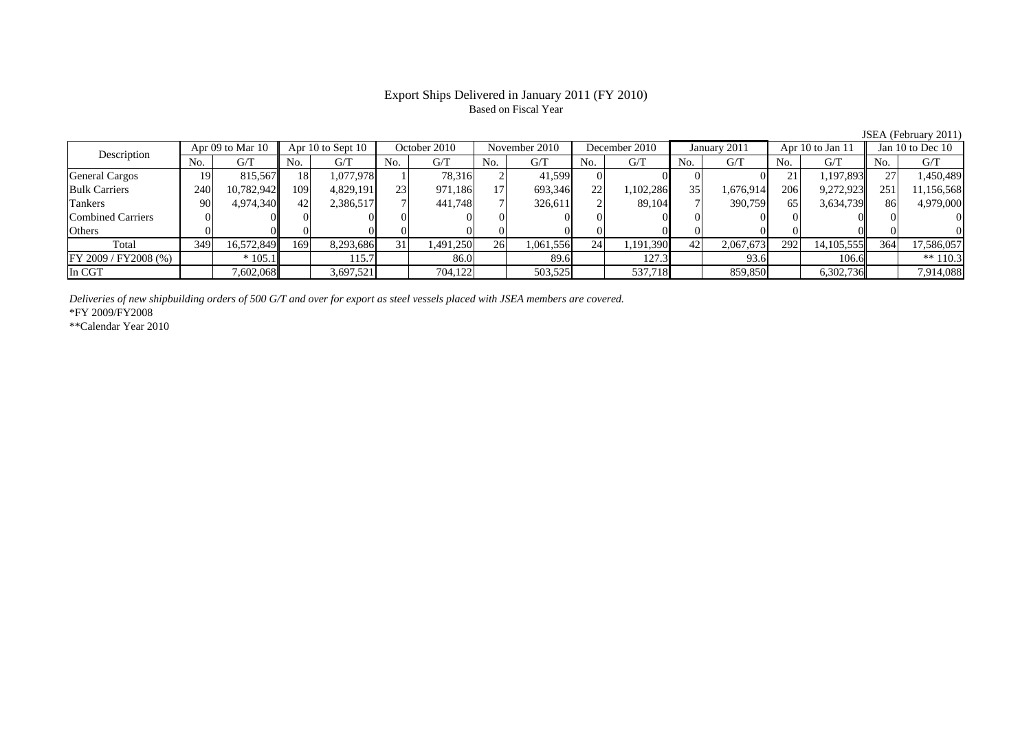# Export Ships Delivered in January 2011 (FY 2010)

Based on Fiscal Year

JSEA (February 2011)

| Description | Apr 09 to Mar 10 | | Apr 10 to Sept 10 | | October 2010 | | November 2010 | | December 2010 | | January 2011 | | Apr 10 to Jan 11 | | Jan 10 to Dec 10 | |
|---|---|---|---|---|---|---|---|---|---|---|---|---|---|---|---|---|
| | No. | G/T | No. | G/T | No. | G/T | No. | G/T | No. | G/T | No. | G/T | No. | G/T | No. | G/T |
| General Cargos | 19 | 815,567 | 18 | 1,077,978 | 1 | 78,316 | 2 | 41,599 | 0 | 0 | 0 | 0 | 21 | 1,197,893 | 27 | 1,450,489 |
| Bulk Carriers | 240 | 10,782,942 | 109 | 4,829,191 | 23 | 971,186 | 17 | 693,346 | 22 | 1,102,286 | 35 | 1,676,914 | 206 | 9,272,923 | 251 | 11,156,568 |
| Tankers | 90 | 4,974,340 | 42 | 2,386,517 | 7 | 441,748 | 7 | 326,611 | 2 | 89,104 | 7 | 390,759 | 65 | 3,634,739 | 86 | 4,979,000 |
| Combined Carriers | 0 | 0 | 0 | 0 | 0 | 0 | 0 | 0 | 0 | 0 | 0 | 0 | 0 | 0 | 0 | 0 |
| Others | 0 | 0 | 0 | 0 | 0 | 0 | 0 | 0 | 0 | 0 | 0 | 0 | 0 | 0 | 0 | 0 |
| Total | 349 | 16,572,849 | 169 | 8,293,686 | 31 | 1,491,250 | 26 | 1,061,556 | 24 | 1,191,390 | 42 | 2,067,673 | 292 | 14,105,555 | 364 | 17,586,057 |
| FY 2009 / FY2008 (%) | | * 105.1 | | 115.7 | | 86.0 | | 89.6 | | 127.3 | | 93.6 | | 106.6 | | ** 110.3 |
| In CGT | | 7,602,068 | | 3,697,521 | | 704,122 | | 503,525 | | 537,718 | | 859,850 | | 6,302,736 | | 7,914,088 |

*Deliveries of new shipbuilding orders of 500 G/T and over for export as steel vessels placed with JSEA members are covered.*

*FY 2009/FY2008

**Calendar Year 2010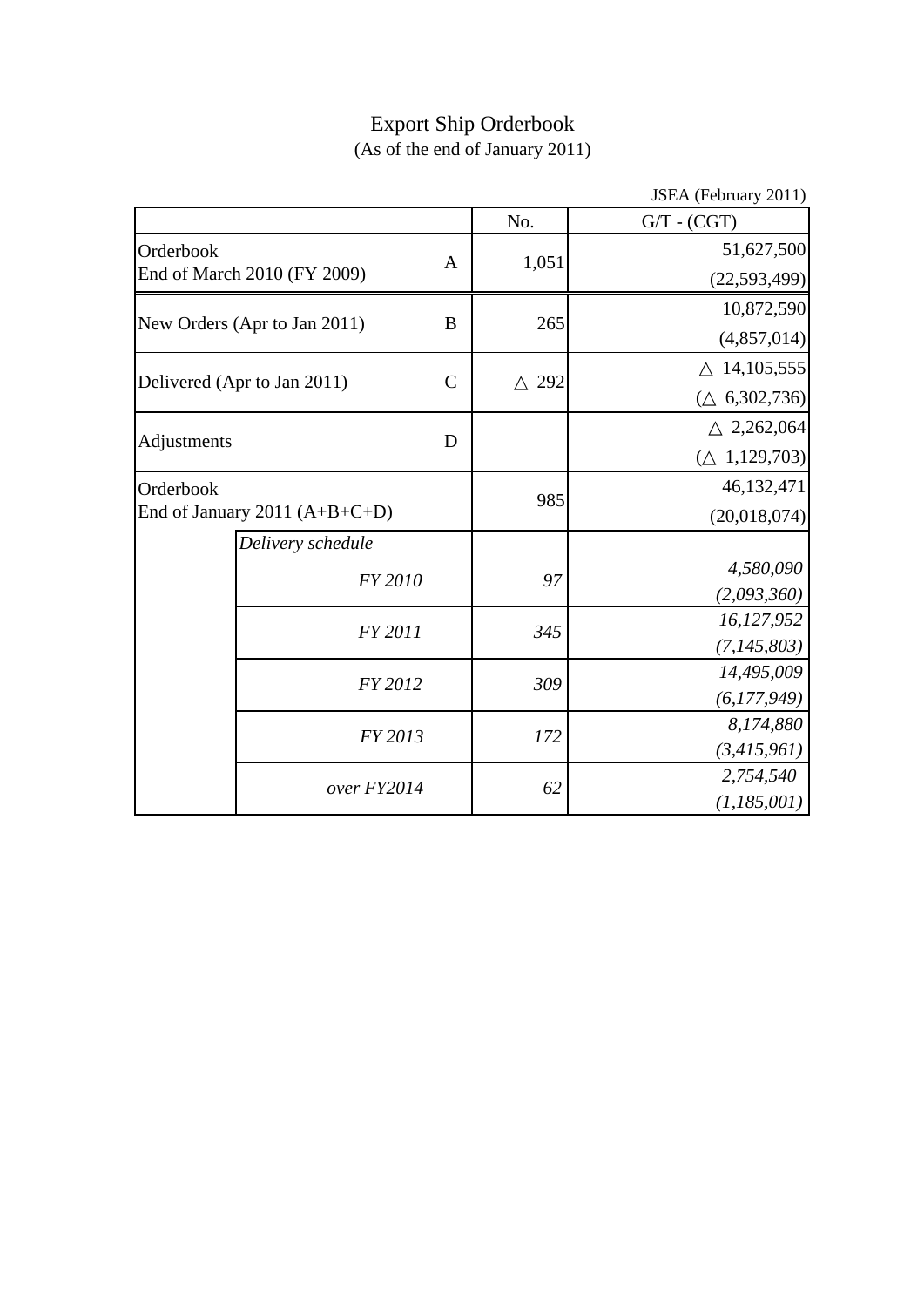# Export Ship Orderbook

(As of the end of January 2011)

JSEA (February 2011)

| | | | No. | G/T - (CGT) |
|---|---|---|---|---|
| Orderbook<br>End of March 2010 (FY 2009) | | A | 1,051 | 51,627,500<br>(22,593,499) |
| New Orders (Apr to Jan 2011) | | B | 265 | 10,872,590<br>(4,857,014) |
| Delivered (Apr to Jan 2011) | | C | △ 292 | △ 14,105,555<br>(△ 6,302,736) |
| Adjustments | | D | | △ 2,262,064<br>(△ 1,129,703) |
| Orderbook<br>End of January 2011 (A+B+C+D) | | | 985 | 46,132,471<br>(20,018,074) |
| | *Delivery schedule* | | | |
| | *FY 2010* | | *97* | *4,580,090*<br>*(2,093,360)* |
| | *FY 2011* | | *345* | *16,127,952*<br>*(7,145,803)* |
| | *FY 2012* | | *309* | *14,495,009*<br>*(6,177,949)* |
| | *FY 2013* | | *172* | *8,174,880*<br>*(3,415,961)* |
| | *over FY2014* | | *62* | *2,754,540*<br>*(1,185,001)* |